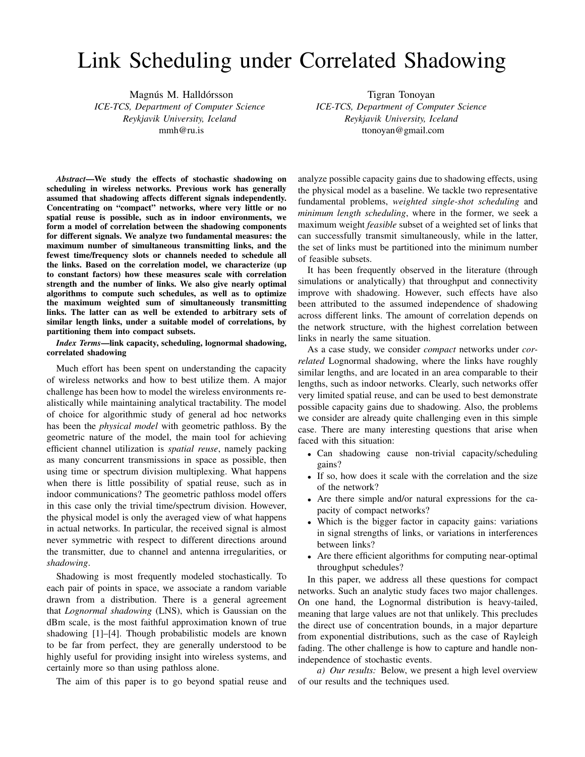# Link Scheduling under Correlated Shadowing

Magnús M. Halldórsson
*ICE-TCS, Department of Computer Science*
*Reykjavik University, Iceland*
mmh@ru.is

Tigran Tonoyan
*ICE-TCS, Department of Computer Science*
*Reykjavik University, Iceland*
ttonoyan@gmail.com

***Abstract*—We study the effects of stochastic shadowing on scheduling in wireless networks. Previous work has generally assumed that shadowing affects different signals independently. Concentrating on "compact" networks, where very little or no spatial reuse is possible, such as in indoor environments, we form a model of correlation between the shadowing components for different signals. We analyze two fundamental measures: the maximum number of simultaneous transmitting links, and the fewest time/frequency slots or channels needed to schedule all the links. Based on the correlation model, we characterize (up to constant factors) how these measures scale with correlation strength and the number of links. We also give nearly optimal algorithms to compute such schedules, as well as to optimize the maximum weighted sum of simultaneously transmitting links. The latter can as well be extended to arbitrary sets of similar length links, under a suitable model of correlations, by partitioning them into compact subsets.**

***Index Terms*—link capacity, scheduling, lognormal shadowing, correlated shadowing**

Much effort has been spent on understanding the capacity of wireless networks and how to best utilize them. A major challenge has been how to model the wireless environments realistically while maintaining analytical tractability. The model of choice for algorithmic study of general ad hoc networks has been the *physical model* with geometric pathloss. By the geometric nature of the model, the main tool for achieving efficient channel utilization is *spatial reuse*, namely packing as many concurrent transmissions in space as possible, then using time or spectrum division multiplexing. What happens when there is little possibility of spatial reuse, such as in indoor communications? The geometric pathloss model offers in this case only the trivial time/spectrum division. However, the physical model is only the averaged view of what happens in actual networks. In particular, the received signal is almost never symmetric with respect to different directions around the transmitter, due to channel and antenna irregularities, or *shadowing*.

Shadowing is most frequently modeled stochastically. To each pair of points in space, we associate a random variable drawn from a distribution. There is a general agreement that *Lognormal shadowing* (LNS), which is Gaussian on the dBm scale, is the most faithful approximation known of true shadowing [1]–[4]. Though probabilistic models are known to be far from perfect, they are generally understood to be highly useful for providing insight into wireless systems, and certainly more so than using pathloss alone.

The aim of this paper is to go beyond spatial reuse and analyze possible capacity gains due to shadowing effects, using the physical model as a baseline. We tackle two representative fundamental problems, *weighted single-shot scheduling* and *minimum length scheduling*, where in the former, we seek a maximum weight *feasible* subset of a weighted set of links that can successfully transmit simultaneously, while in the latter, the set of links must be partitioned into the minimum number of feasible subsets.

It has been frequently observed in the literature (through simulations or analytically) that throughput and connectivity improve with shadowing. However, such effects have also been attributed to the assumed independence of shadowing across different links. The amount of correlation depends on the network structure, with the highest correlation between links in nearly the same situation.

As a case study, we consider *compact* networks under *correlated* Lognormal shadowing, where the links have roughly similar lengths, and are located in an area comparable to their lengths, such as indoor networks. Clearly, such networks offer very limited spatial reuse, and can be used to best demonstrate possible capacity gains due to shadowing. Also, the problems we consider are already quite challenging even in this simple case. There are many interesting questions that arise when faced with this situation:

- Can shadowing cause non-trivial capacity/scheduling gains?
- If so, how does it scale with the correlation and the size of the network?
- Are there simple and/or natural expressions for the capacity of compact networks?
- Which is the bigger factor in capacity gains: variations in signal strengths of links, or variations in interferences between links?
- Are there efficient algorithms for computing near-optimal throughput schedules?

In this paper, we address all these questions for compact networks. Such an analytic study faces two major challenges. On one hand, the Lognormal distribution is heavy-tailed, meaning that large values are not that unlikely. This precludes the direct use of concentration bounds, in a major departure from exponential distributions, such as the case of Rayleigh fading. The other challenge is how to capture and handle non-independence of stochastic events.

*a) Our results:* Below, we present a high level overview of our results and the techniques used.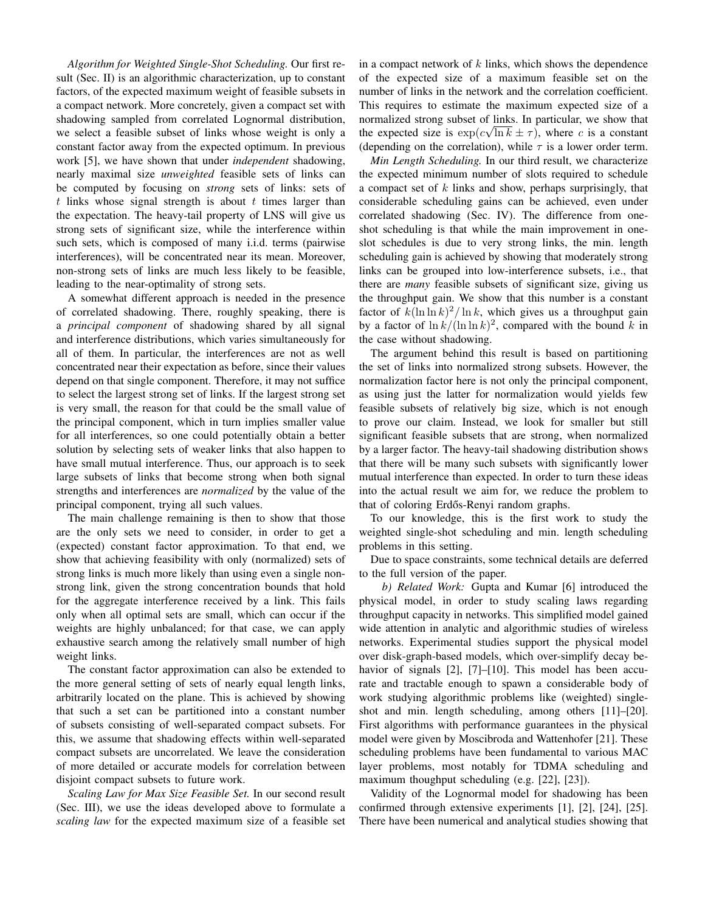*Algorithm for Weighted Single-Shot Scheduling.* Our first result (Sec. II) is an algorithmic characterization, up to constant factors, of the expected maximum weight of feasible subsets in a compact network. More concretely, given a compact set with shadowing sampled from correlated Lognormal distribution, we select a feasible subset of links whose weight is only a constant factor away from the expected optimum. In previous work [5], we have shown that under *independent* shadowing, nearly maximal size *unweighted* feasible sets of links can be computed by focusing on *strong* sets of links: sets of $t$ links whose signal strength is about $t$ times larger than the expectation. The heavy-tail property of LNS will give us strong sets of significant size, while the interference within such sets, which is composed of many i.i.d. terms (pairwise interferences), will be concentrated near its mean. Moreover, non-strong sets of links are much less likely to be feasible, leading to the near-optimality of strong sets.

A somewhat different approach is needed in the presence of correlated shadowing. There, roughly speaking, there is a *principal component* of shadowing shared by all signal and interference distributions, which varies simultaneously for all of them. In particular, the interferences are not as well concentrated near their expectation as before, since their values depend on that single component. Therefore, it may not suffice to select the largest strong set of links. If the largest strong set is very small, the reason for that could be the small value of the principal component, which in turn implies smaller value for all interferences, so one could potentially obtain a better solution by selecting sets of weaker links that also happen to have small mutual interference. Thus, our approach is to seek large subsets of links that become strong when both signal strengths and interferences are *normalized* by the value of the principal component, trying all such values.

The main challenge remaining is then to show that those are the only sets we need to consider, in order to get a (expected) constant factor approximation. To that end, we show that achieving feasibility with only (normalized) sets of strong links is much more likely than using even a single non-strong link, given the strong concentration bounds that hold for the aggregate interference received by a link. This fails only when all optimal sets are small, which can occur if the weights are highly unbalanced; for that case, we can apply exhaustive search among the relatively small number of high weight links.

The constant factor approximation can also be extended to the more general setting of sets of nearly equal length links, arbitrarily located on the plane. This is achieved by showing that such a set can be partitioned into a constant number of subsets consisting of well-separated compact subsets. For this, we assume that shadowing effects within well-separated compact subsets are uncorrelated. We leave the consideration of more detailed or accurate models for correlation between disjoint compact subsets to future work.

*Scaling Law for Max Size Feasible Set.* In our second result (Sec. III), we use the ideas developed above to formulate a *scaling law* for the expected maximum size of a feasible set in a compact network of $k$ links, which shows the dependence of the expected size of a maximum feasible set on the number of links in the network and the correlation coefficient. This requires to estimate the maximum expected size of a normalized strong subset of links. In particular, we show that the expected size is $\exp(c\sqrt{\ln k} \pm \tau)$, where $c$ is a constant (depending on the correlation), while $\tau$ is a lower order term.

*Min Length Scheduling.* In our third result, we characterize the expected minimum number of slots required to schedule a compact set of $k$ links and show, perhaps surprisingly, that considerable scheduling gains can be achieved, even under correlated shadowing (Sec. IV). The difference from one-shot scheduling is that while the main improvement in one-slot schedules is due to very strong links, the min. length scheduling gain is achieved by showing that moderately strong links can be grouped into low-interference subsets, i.e., that there are *many* feasible subsets of significant size, giving us the throughput gain. We show that this number is a constant factor of $k(\ln\ln k)^2/\ln k$, which gives us a throughput gain by a factor of $\ln k/(\ln\ln k)^2$, compared with the bound $k$ in the case without shadowing.

The argument behind this result is based on partitioning the set of links into normalized strong subsets. However, the normalization factor here is not only the principal component, as using just the latter for normalization would yields few feasible subsets of relatively big size, which is not enough to prove our claim. Instead, we look for smaller but still significant feasible subsets that are strong, when normalized by a larger factor. The heavy-tail shadowing distribution shows that there will be many such subsets with significantly lower mutual interference than expected. In order to turn these ideas into the actual result we aim for, we reduce the problem to that of coloring Erdős-Renyi random graphs.

To our knowledge, this is the first work to study the weighted single-shot scheduling and min. length scheduling problems in this setting.

Due to space constraints, some technical details are deferred to the full version of the paper.

*b) Related Work:* Gupta and Kumar [6] introduced the physical model, in order to study scaling laws regarding throughput capacity in networks. This simplified model gained wide attention in analytic and algorithmic studies of wireless networks. Experimental studies support the physical model over disk-graph-based models, which over-simplify decay behavior of signals [2], [7]–[10]. This model has been accurate and tractable enough to spawn a considerable body of work studying algorithmic problems like (weighted) single-shot and min. length scheduling, among others [11]–[20]. First algorithms with performance guarantees in the physical model were given by Moscibroda and Wattenhofer [21]. These scheduling problems have been fundamental to various MAC layer problems, most notably for TDMA scheduling and maximum thoughput scheduling (e.g. [22], [23]).

Validity of the Lognormal model for shadowing has been confirmed through extensive experiments [1], [2], [24], [25]. There have been numerical and analytical studies showing that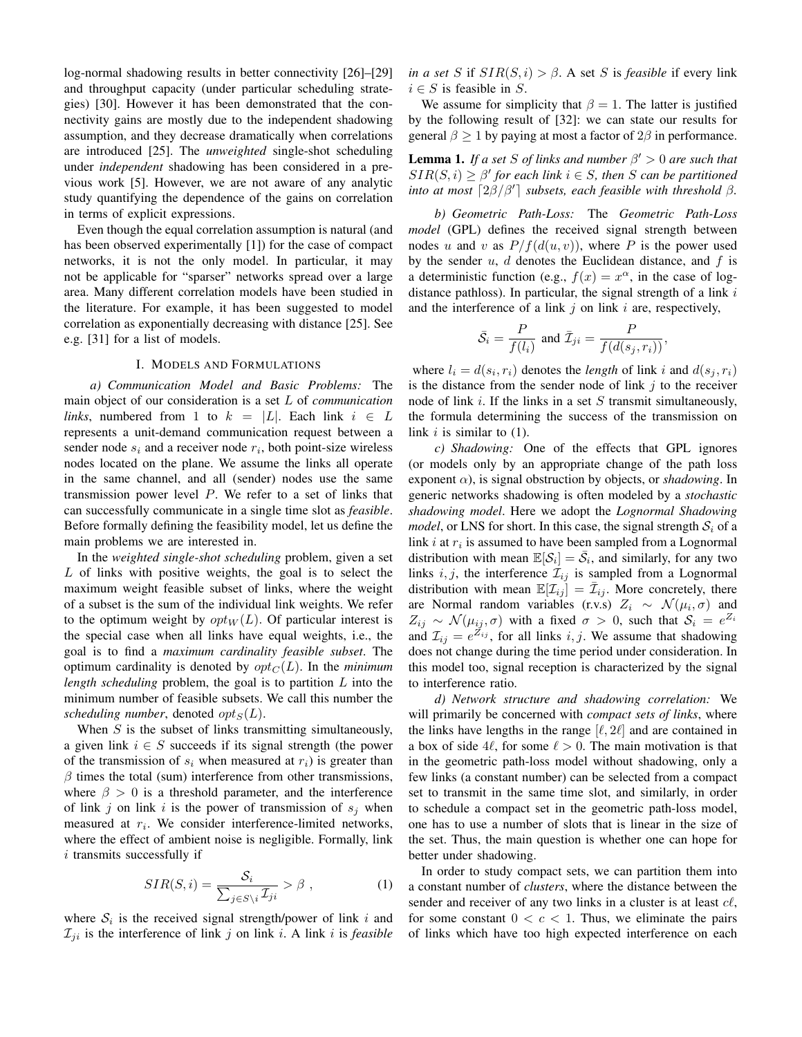log-normal shadowing results in better connectivity [26]–[29] and throughput capacity (under particular scheduling strategies) [30]. However it has been demonstrated that the connectivity gains are mostly due to the independent shadowing assumption, and they decrease dramatically when correlations are introduced [25]. The *unweighted* single-shot scheduling under *independent* shadowing has been considered in a previous work [5]. However, we are not aware of any analytic study quantifying the dependence of the gains on correlation in terms of explicit expressions.

Even though the equal correlation assumption is natural (and has been observed experimentally [1]) for the case of compact networks, it is not the only model. In particular, it may not be applicable for "sparser" networks spread over a large area. Many different correlation models have been studied in the literature. For example, it has been suggested to model correlation as exponentially decreasing with distance [25]. See e.g. [31] for a list of models.

# I. Models and Formulations

*a) Communication Model and Basic Problems:* The main object of our consideration is a set $L$ of *communication links*, numbered from 1 to $k = |L|$. Each link $i \in L$ represents a unit-demand communication request between a sender node $s_i$ and a receiver node $r_i$, both point-size wireless nodes located on the plane. We assume the links all operate in the same channel, and all (sender) nodes use the same transmission power level $P$. We refer to a set of links that can successfully communicate in a single time slot as *feasible*. Before formally defining the feasibility model, let us define the main problems we are interested in.

In the *weighted single-shot scheduling* problem, given a set $L$ of links with positive weights, the goal is to select the maximum weight feasible subset of links, where the weight of a subset is the sum of the individual link weights. We refer to the optimum weight by $opt_W(L)$. Of particular interest is the special case when all links have equal weights, i.e., the goal is to find a *maximum cardinality feasible subset*. The optimum cardinality is denoted by $opt_C(L)$. In the *minimum length scheduling* problem, the goal is to partition $L$ into the minimum number of feasible subsets. We call this number the *scheduling number*, denoted $opt_S(L)$.

When $S$ is the subset of links transmitting simultaneously, a given link $i \in S$ succeeds if its signal strength (the power of the transmission of $s_i$ when measured at $r_i$) is greater than $\beta$ times the total (sum) interference from other transmissions, where $\beta > 0$ is a threshold parameter, and the interference of link $j$ on link $i$ is the power of transmission of $s_j$ when measured at $r_i$. We consider interference-limited networks, where the effect of ambient noise is negligible. Formally, link $i$ transmits successfully if

$$SIR(S,i) = \frac{\mathcal{S}_i}{\sum_{j \in S \setminus i} \mathcal{I}_{ji}} > \beta \ , \tag{1}$$

where $\mathcal{S}_i$ is the received signal strength/power of link $i$ and $\mathcal{I}_{ji}$ is the interference of link $j$ on link $i$. A link $i$ is *feasible in a set* $S$ if $SIR(S,i) > \beta$. A set $S$ is *feasible* if every link $i \in S$ is feasible in $S$.

We assume for simplicity that $\beta = 1$. The latter is justified by the following result of [32]: we can state our results for general $\beta \geq 1$ by paying at most a factor of $2\beta$ in performance.

**Lemma 1.** *If a set $S$ of links and number $\beta' > 0$ are such that $SIR(S,i) \geq \beta'$ for each link $i \in S$, then $S$ can be partitioned into at most $\lceil 2\beta/\beta' \rceil$ subsets, each feasible with threshold $\beta$.*

*b) Geometric Path-Loss:* The *Geometric Path-Loss model* (GPL) defines the received signal strength between nodes $u$ and $v$ as $P/f(d(u,v))$, where $P$ is the power used by the sender $u$, $d$ denotes the Euclidean distance, and $f$ is a deterministic function (e.g., $f(x) = x^\alpha$, in the case of log-distance pathloss). In particular, the signal strength of a link $i$ and the interference of a link $j$ on link $i$ are, respectively,

$$\bar{\mathcal{S}}_i = \frac{P}{f(l_i)} \text{ and } \bar{\mathcal{I}}_{ji} = \frac{P}{f(d(s_j, r_i))},$$

where $l_i = d(s_i, r_i)$ denotes the *length* of link $i$ and $d(s_j, r_i)$ is the distance from the sender node of link $j$ to the receiver node of link $i$. If the links in a set $S$ transmit simultaneously, the formula determining the success of the transmission on link $i$ is similar to (1).

*c) Shadowing:* One of the effects that GPL ignores (or models only by an appropriate change of the path loss exponent $\alpha$), is signal obstruction by objects, or *shadowing*. In generic networks shadowing is often modeled by a *stochastic shadowing model*. Here we adopt the *Lognormal Shadowing model*, or LNS for short. In this case, the signal strength $\mathcal{S}_i$ of a link $i$ at $r_i$ is assumed to have been sampled from a Lognormal distribution with mean $\mathbb{E}[\mathcal{S}_i] = \bar{\mathcal{S}}_i$, and similarly, for any two links $i, j$, the interference $\mathcal{I}_{ij}$ is sampled from a Lognormal distribution with mean $\mathbb{E}[\mathcal{I}_{ij}] = \bar{\mathcal{I}}_{ij}$. More concretely, there are Normal random variables (r.v.s) $Z_i \sim \mathcal{N}(\mu_i, \sigma)$ and $Z_{ij} \sim \mathcal{N}(\mu_{ij}, \sigma)$ with a fixed $\sigma > 0$, such that $\mathcal{S}_i = e^{Z_i}$ and $\mathcal{I}_{ij} = e^{Z_{ij}}$, for all links $i, j$. We assume that shadowing does not change during the time period under consideration. In this model too, signal reception is characterized by the signal to interference ratio.

*d) Network structure and shadowing correlation:* We will primarily be concerned with *compact sets of links*, where the links have lengths in the range $[\ell, 2\ell]$ and are contained in a box of side $4\ell$, for some $\ell > 0$. The main motivation is that in the geometric path-loss model without shadowing, only a few links (a constant number) can be selected from a compact set to transmit in the same time slot, and similarly, in order to schedule a compact set in the geometric path-loss model, one has to use a number of slots that is linear in the size of the set. Thus, the main question is whether one can hope for better under shadowing.

In order to study compact sets, we can partition them into a constant number of *clusters*, where the distance between the sender and receiver of any two links in a cluster is at least $c\ell$, for some constant $0 < c < 1$. Thus, we eliminate the pairs of links which have too high expected interference on each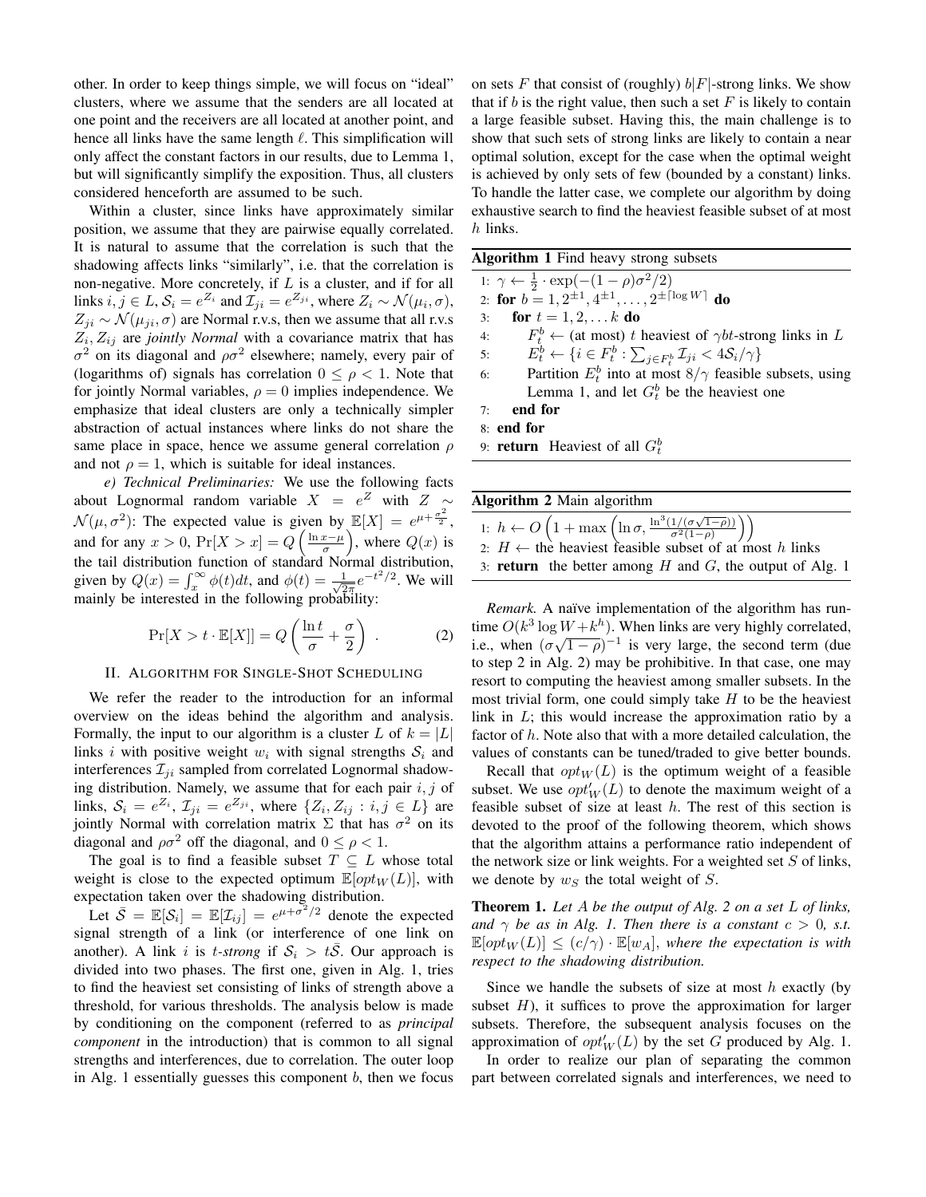other. In order to keep things simple, we will focus on "ideal" clusters, where we assume that the senders are all located at one point and the receivers are all located at another point, and hence all links have the same length $\ell$. This simplification will only affect the constant factors in our results, due to Lemma 1, but will significantly simplify the exposition. Thus, all clusters considered henceforth are assumed to be such.

Within a cluster, since links have approximately similar position, we assume that they are pairwise equally correlated. It is natural to assume that the correlation is such that the shadowing affects links "similarly", i.e. that the correlation is non-negative. More concretely, if $L$ is a cluster, and if for all links $i, j \in L$, $\mathcal{S}_i = e^{Z_i}$ and $\mathcal{I}_{ji} = e^{Z_{ji}}$, where $Z_i \sim \mathcal{N}(\mu_i, \sigma)$, $Z_{ji} \sim \mathcal{N}(\mu_{ji}, \sigma)$ are Normal r.v.s, then we assume that all r.v.s $Z_i, Z_{ij}$ are *jointly Normal* with a covariance matrix that has $\sigma^2$ on its diagonal and $\rho\sigma^2$ elsewhere; namely, every pair of (logarithms of) signals has correlation $0 \le \rho < 1$. Note that for jointly Normal variables, $\rho = 0$ implies independence. We emphasize that ideal clusters are only a technically simpler abstraction of actual instances where links do not share the same place in space, hence we assume general correlation $\rho$ and not $\rho = 1$, which is suitable for ideal instances.

*e) Technical Preliminaries:* We use the following facts about Lognormal random variable $X = e^Z$ with $Z \sim \mathcal{N}(\mu, \sigma^2)$: The expected value is given by $\mathbb{E}[X] = e^{\mu + \frac{\sigma^2}{2}}$, and for any $x > 0$, $\Pr[X > x] = Q\left(\frac{\ln x - \mu}{\sigma}\right)$, where $Q(x)$ is the tail distribution function of standard Normal distribution, given by $Q(x) = \int_x^\infty \phi(t)dt$, and $\phi(t) = \frac{1}{\sqrt{2\pi}}e^{-t^2/2}$. We will mainly be interested in the following probability:

$$\Pr[X > t \cdot \mathbb{E}[X]] = Q\left(\frac{\ln t}{\sigma} + \frac{\sigma}{2}\right) . \tag{2}$$

## II. Algorithm for Single-Shot Scheduling

We refer the reader to the introduction for an informal overview on the ideas behind the algorithm and analysis. Formally, the input to our algorithm is a cluster $L$ of $k = |L|$ links $i$ with positive weight $w_i$ with signal strengths $\mathcal{S}_i$ and interferences $\mathcal{I}_{ji}$ sampled from correlated Lognormal shadowing distribution. Namely, we assume that for each pair $i, j$ of links, $\mathcal{S}_i = e^{Z_i}$, $\mathcal{I}_{ji} = e^{Z_{ji}}$, where $\{Z_i, Z_{ij} : i, j \in L\}$ are jointly Normal with correlation matrix $\Sigma$ that has $\sigma^2$ on its diagonal and $\rho\sigma^2$ off the diagonal, and $0 \le \rho < 1$.

The goal is to find a feasible subset $T \subseteq L$ whose total weight is close to the expected optimum $\mathbb{E}[opt_W(L)]$, with expectation taken over the shadowing distribution.

Let $\bar{\mathcal{S}} = \mathbb{E}[\mathcal{S}_i] = \mathbb{E}[\mathcal{I}_{ij}] = e^{\mu + \sigma^2/2}$ denote the expected signal strength of a link (or interference of one link on another). A link $i$ is *$t$-strong* if $\mathcal{S}_i > t\bar{\mathcal{S}}$. Our approach is divided into two phases. The first one, given in Alg. 1, tries to find the heaviest set consisting of links of strength above a threshold, for various thresholds. The analysis below is made by conditioning on the component (referred to as *principal component* in the introduction) that is common to all signal strengths and interferences, due to correlation. The outer loop in Alg. 1 essentially guesses this component $b$, then we focus on sets $F$ that consist of (roughly) $b|F|$-strong links. We show that if $b$ is the right value, then such a set $F$ is likely to contain a large feasible subset. Having this, the main challenge is to show that such sets of strong links are likely to contain a near optimal solution, except for the case when the optimal weight is achieved by only sets of few (bounded by a constant) links. To handle the latter case, we complete our algorithm by doing exhaustive search to find the heaviest feasible subset of at most $h$ links.

**Algorithm 1** Find heavy strong subsets

```
1: γ ← (1/2) · exp(−(1 − ρ)σ²/2)
2: for b = 1, 2^{±1}, 4^{±1}, ..., 2^{±⌈log W⌉} do
3:     for t = 1, 2, ... k do
4:         F_t^b ← (at most) t heaviest of γbt-strong links in L
5:         E_t^b ← {i ∈ F_t^b : Σ_{j∈F_t^b} I_{ji} < 4S_i/γ}
6:         Partition E_t^b into at most 8/γ feasible subsets, using
           Lemma 1, and let G_t^b be the heaviest one
7:     end for
8: end for
9: return Heaviest of all G_t^b
```

**Algorithm 2** Main algorithm

```
1: h ← O(1 + max(ln σ, ln³(1/(σ√(1−ρ))) / (σ²(1−ρ))))
2: H ← the heaviest feasible subset of at most h links
3: return the better among H and G, the output of Alg. 1
```

*Remark.* A naïve implementation of the algorithm has runtime $O(k^3 \log W + k^h)$. When links are very highly correlated, i.e., when $(\sigma\sqrt{1-\rho})^{-1}$ is very large, the second term (due to step 2 in Alg. 2) may be prohibitive. In that case, one may resort to computing the heaviest among smaller subsets. In the most trivial form, one could simply take $H$ to be the heaviest link in $L$; this would increase the approximation ratio by a factor of $h$. Note also that with a more detailed calculation, the values of constants can be tuned/traded to give better bounds.

Recall that $opt_W(L)$ is the optimum weight of a feasible subset. We use $opt'_W(L)$ to denote the maximum weight of a feasible subset of size at least $h$. The rest of this section is devoted to the proof of the following theorem, which shows that the algorithm attains a performance ratio independent of the network size or link weights. For a weighted set $S$ of links, we denote by $w_S$ the total weight of $S$.

**Theorem 1.** *Let $A$ be the output of Alg. 2 on a set $L$ of links, and $\gamma$ be as in Alg. 1. Then there is a constant $c > 0$, s.t. $\mathbb{E}[opt_W(L)] \le (c/\gamma) \cdot \mathbb{E}[w_A]$, where the expectation is with respect to the shadowing distribution.*

Since we handle the subsets of size at most $h$ exactly (by subset $H$), it suffices to prove the approximation for larger subsets. Therefore, the subsequent analysis focuses on the approximation of $opt'_W(L)$ by the set $G$ produced by Alg. 1.

In order to realize our plan of separating the common part between correlated signals and interferences, we need to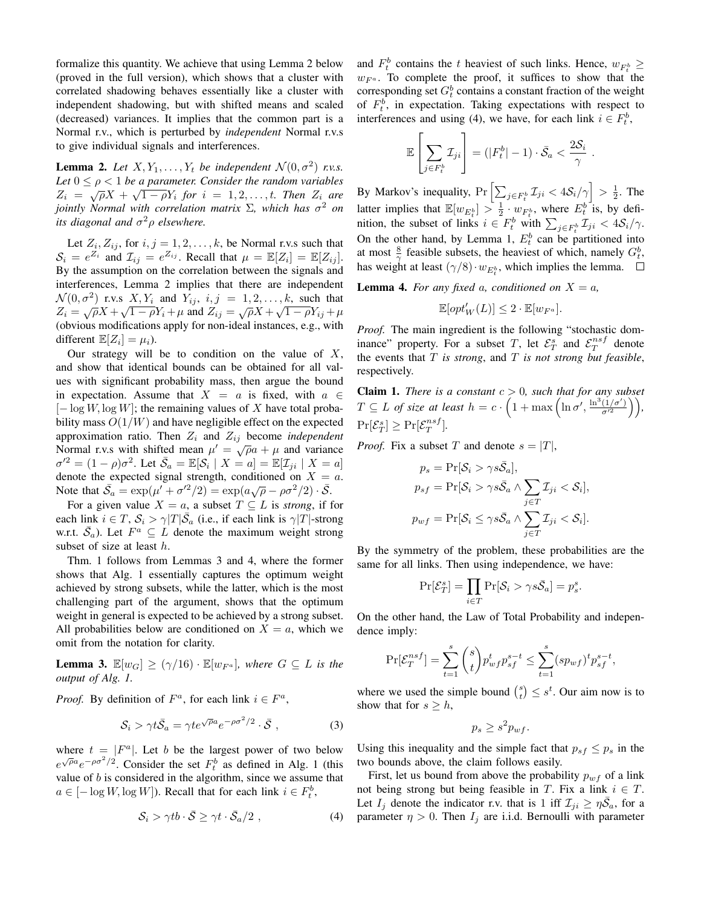formalize this quantity. We achieve that using Lemma 2 below (proved in the full version), which shows that a cluster with correlated shadowing behaves essentially like a cluster with independent shadowing, but with shifted means and scaled (decreased) variances. It implies that the common part is a Normal r.v., which is perturbed by *independent* Normal r.v.s to give individual signals and interferences.

**Lemma 2.** *Let $X, Y_1, \ldots, Y_t$ be independent $\mathcal{N}(0, \sigma^2)$ r.v.s. Let $0 \le \rho < 1$ be a parameter. Consider the random variables $Z_i = \sqrt{\rho}X + \sqrt{1-\rho}Y_i$ for $i = 1, 2, \ldots, t$. Then $Z_i$ are jointly Normal with correlation matrix $\Sigma$, which has $\sigma^2$ on its diagonal and $\sigma^2\rho$ elsewhere.*

Let $Z_i, Z_{ij}$, for $i, j = 1, 2, \ldots, k$, be Normal r.v.s such that $\mathcal{S}_i = e^{Z_i}$ and $\mathcal{I}_{ij} = e^{Z_{ij}}$. Recall that $\mu = \mathbb{E}[Z_i] = \mathbb{E}[Z_{ij}]$. By the assumption on the correlation between the signals and interferences, Lemma 2 implies that there are independent $\mathcal{N}(0, \sigma^2)$ r.v.s $X, Y_i$ and $Y_{ij}$, $i, j = 1, 2, \ldots, k$, such that $Z_i = \sqrt{\rho}X + \sqrt{1-\rho}Y_i + \mu$ and $Z_{ij} = \sqrt{\rho}X + \sqrt{1-\rho}Y_{ij} + \mu$ (obvious modifications apply for non-ideal instances, e.g., with different $\mathbb{E}[Z_i] = \mu_i$).

Our strategy will be to condition on the value of $X$, and show that identical bounds can be obtained for all values with significant probability mass, then argue the bound in expectation. Assume that $X = a$ is fixed, with $a \in [-\log W, \log W]$; the remaining values of $X$ have total probability mass $O(1/W)$ and have negligible effect on the expected approximation ratio. Then $Z_i$ and $Z_{ij}$ become *independent* Normal r.v.s with shifted mean $\mu' = \sqrt{\rho}a + \mu$ and variance $\sigma'^2 = (1-\rho)\sigma^2$. Let $\bar{\mathcal{S}}_a = \mathbb{E}[\mathcal{S}_i \mid X = a] = \mathbb{E}[\mathcal{I}_{ji} \mid X = a]$ denote the expected signal strength, conditioned on $X = a$. Note that $\bar{\mathcal{S}}_a = \exp(\mu' + \sigma'^2/2) = \exp(a\sqrt{\rho} - \rho\sigma^2/2) \cdot \bar{\mathcal{S}}$.

For a given value $X = a$, a subset $T \subseteq L$ is *strong*, if for each link $i \in T$, $\mathcal{S}_i > \gamma|T|\bar{\mathcal{S}}_a$ (i.e., if each link is $\gamma|T|$-strong w.r.t. $\bar{\mathcal{S}}_a$). Let $F^a \subseteq L$ denote the maximum weight strong subset of size at least $h$.

Thm. 1 follows from Lemmas 3 and 4, where the former shows that Alg. 1 essentially captures the optimum weight achieved by strong subsets, while the latter, which is the most challenging part of the argument, shows that the optimum weight in general is expected to be achieved by a strong subset. All probabilities below are conditioned on $X = a$, which we omit from the notation for clarity.

**Lemma 3.** $\mathbb{E}[w_G] \ge (\gamma/16) \cdot \mathbb{E}[w_{F^a}]$*, where $G \subseteq L$ is the output of Alg. 1.*

*Proof.* By definition of $F^a$, for each link $i \in F^a$,

$$\mathcal{S}_i > \gamma t \bar{\mathcal{S}}_a = \gamma t e^{\sqrt{\rho}a} e^{-\rho\sigma^2/2} \cdot \bar{\mathcal{S}} \ , \tag{3}$$

where $t = |F^a|$. Let $b$ be the largest power of two below $e^{\sqrt{\rho}a}e^{-\rho\sigma^2/2}$. Consider the set $F_t^b$ as defined in Alg. 1 (this value of $b$ is considered in the algorithm, since we assume that $a \in [-\log W, \log W]$). Recall that for each link $i \in F_t^b$,

$$\mathcal{S}_i > \gamma t b \cdot \bar{\mathcal{S}} \ge \gamma t \cdot \bar{\mathcal{S}}_a / 2 \ , \tag{4}$$

and $F_t^b$ contains the $t$ heaviest of such links. Hence, $w_{F_t^b} \ge w_{F^a}$. To complete the proof, it suffices to show that the corresponding set $G_t^b$ contains a constant fraction of the weight of $F_t^b$, in expectation. Taking expectations with respect to interferences and using (4), we have, for each link $i \in F_t^b$,

$$\mathbb{E}\left[\sum_{j \in F_t^b} \mathcal{I}_{ji}\right] = (|F_t^b| - 1) \cdot \bar{\mathcal{S}}_a < \frac{2\mathcal{S}_i}{\gamma} \ .$$

By Markov's inequality, $\Pr\left[\sum_{j \in F_t^b} \mathcal{I}_{ji} < 4\mathcal{S}_i/\gamma\right] > \frac{1}{2}$. The latter implies that $\mathbb{E}[w_{E_t^b}] > \frac{1}{2} \cdot w_{F_t^b}$, where $E_t^b$ is, by definition, the subset of links $i \in F_t^b$ with $\sum_{j \in F_t^b} \mathcal{I}_{ji} < 4\mathcal{S}_i/\gamma$. On the other hand, by Lemma 1, $E_t^b$ can be partitioned into at most $\frac{8}{\gamma}$ feasible subsets, the heaviest of which, namely $G_t^b$, has weight at least $(\gamma/8) \cdot w_{E_t^b}$, which implies the lemma. $\square$

**Lemma 4.** *For any fixed $a$, conditioned on $X = a$,*

$$\mathbb{E}[opt'_W(L)] \le 2 \cdot \mathbb{E}[w_{F^a}].$$

*Proof.* The main ingredient is the following "stochastic dominance" property. For a subset $T$, let $\mathcal{E}_T^s$ and $\mathcal{E}_T^{nsf}$ denote the events that $T$ *is strong*, and $T$ *is not strong but feasible*, respectively.

**Claim 1.** *There is a constant $c > 0$, such that for any subset $T \subseteq L$ of size at least $h = c \cdot \left(1 + \max\left(\ln \sigma', \frac{\ln^3(1/\sigma')}{\sigma'^2}\right)\right)$, $\Pr[\mathcal{E}_T^s] \ge \Pr[\mathcal{E}_T^{nsf}]$.*

*Proof.* Fix a subset $T$ and denote $s = |T|$,

$$p_s = \Pr[\mathcal{S}_i > \gamma s \bar{\mathcal{S}}_a],$$
$$p_{sf} = \Pr[\mathcal{S}_i > \gamma s \bar{\mathcal{S}}_a \wedge \sum_{j \in T} \mathcal{I}_{ji} < \mathcal{S}_i],$$
$$p_{wf} = \Pr[\mathcal{S}_i \le \gamma s \bar{\mathcal{S}}_a \wedge \sum_{j \in T} \mathcal{I}_{ji} < \mathcal{S}_i].$$

By the symmetry of the problem, these probabilities are the same for all links. Then using independence, we have:

$$\Pr[\mathcal{E}_T^s] = \prod_{i \in T} \Pr[\mathcal{S}_i > \gamma s \bar{\mathcal{S}}_a] = p_s^s.$$

On the other hand, the Law of Total Probability and independence imply:

$$\Pr[\mathcal{E}_T^{nsf}] = \sum_{t=1}^{s} \binom{s}{t} p_{wf}^t p_{sf}^{s-t} \le \sum_{t=1}^{s} (s p_{wf})^t p_{sf}^{s-t},$$

where we used the simple bound $\binom{s}{t} \le s^t$. Our aim now is to show that for $s \ge h$,

$$p_s \ge s^2 p_{wf}.$$

Using this inequality and the simple fact that $p_{sf} \le p_s$ in the two bounds above, the claim follows easily.

First, let us bound from above the probability $p_{wf}$ of a link not being strong but being feasible in $T$. Fix a link $i \in T$. Let $I_j$ denote the indicator r.v. that is 1 iff $\mathcal{I}_{ji} \ge \eta\bar{\mathcal{S}}_a$, for a parameter $\eta > 0$. Then $I_j$ are i.i.d. Bernoulli with parameter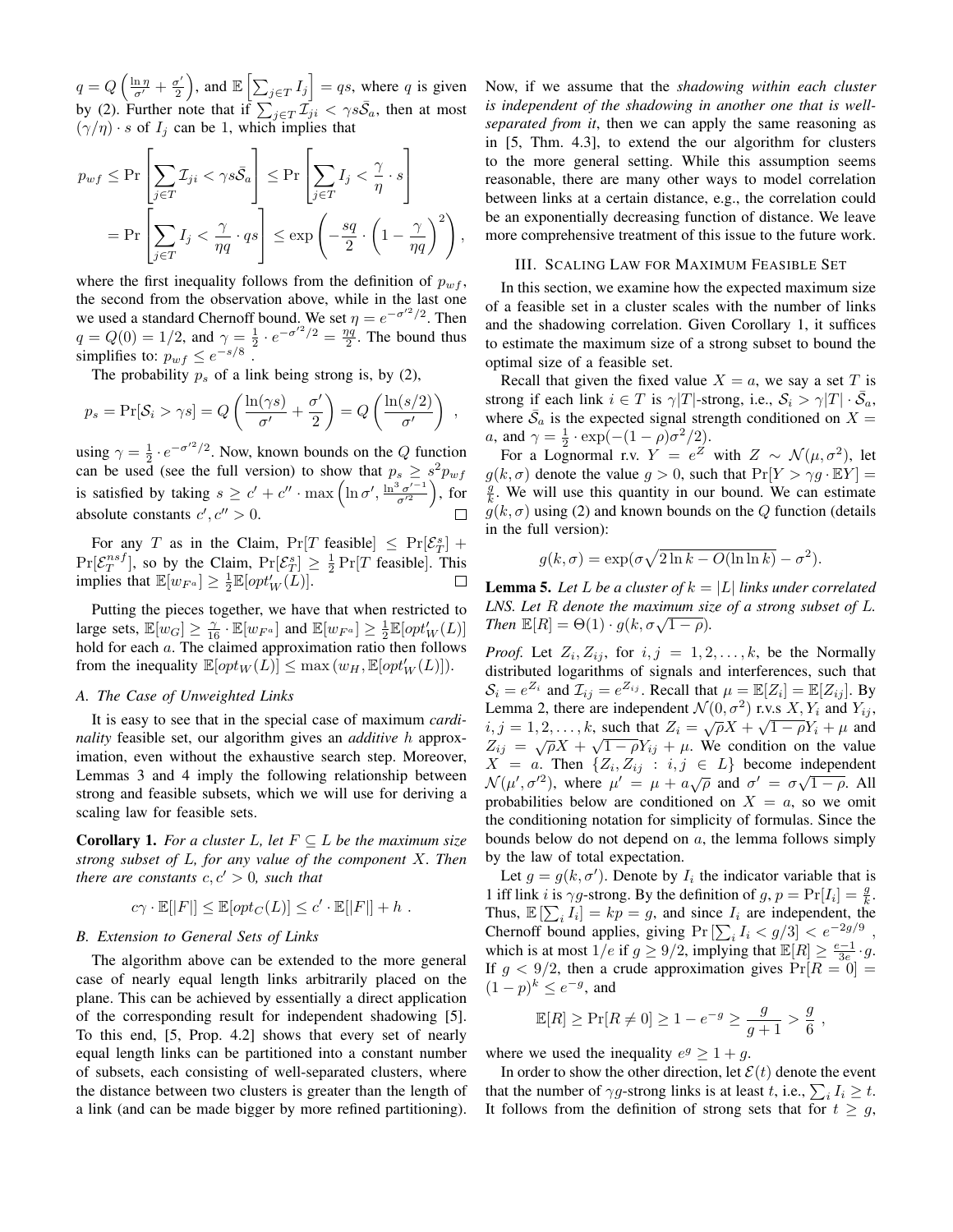$q = Q\left(\frac{\ln \eta}{\sigma'} + \frac{\sigma'}{2}\right)$, and $\mathbb{E}\left[\sum_{j\in T} I_j\right] = qs$, where $q$ is given by (2). Further note that if $\sum_{j\in T} \mathcal{I}_{ji} < \gamma s \bar{\mathcal{S}}_a$, then at most $(\gamma/\eta)\cdot s$ of $I_j$ can be 1, which implies that

$$p_{wf} \le \Pr\left[\sum_{j\in T} \mathcal{I}_{ji} < \gamma s \bar{\mathcal{S}}_a\right] \le \Pr\left[\sum_{j\in T} I_j < \frac{\gamma}{\eta}\cdot s\right]$$
$$= \Pr\left[\sum_{j\in T} I_j < \frac{\gamma}{\eta q}\cdot qs\right] \le \exp\left(-\frac{sq}{2}\cdot\left(1-\frac{\gamma}{\eta q}\right)^2\right),$$

where the first inequality follows from the definition of $p_{wf}$, the second from the observation above, while in the last one we used a standard Chernoff bound. We set $\eta = e^{-\sigma'^2/2}$. Then $q = Q(0) = 1/2$, and $\gamma = \frac{1}{2}\cdot e^{-\sigma'^2/2} = \frac{\eta q}{2}$. The bound thus simplifies to: $p_{wf} \le e^{-s/8}$ .

The probability $p_s$ of a link being strong is, by (2),

$$p_s = \Pr[\mathcal{S}_i > \gamma s] = Q\left(\frac{\ln(\gamma s)}{\sigma'} + \frac{\sigma'}{2}\right) = Q\left(\frac{\ln(s/2)}{\sigma'}\right) ,$$

using $\gamma = \frac{1}{2}\cdot e^{-\sigma'^2/2}$. Now, known bounds on the $Q$ function can be used (see the full version) to show that $p_s \ge s^2 p_{wf}$ is satisfied by taking $s \ge c' + c''\cdot \max\left(\ln\sigma', \frac{\ln^3 \sigma'^{-1}}{\sigma'^2}\right)$, for absolute constants $c', c'' > 0$. □

For any $T$ as in the Claim, $\Pr[T \text{ feasible}] \le \Pr[\mathcal{E}_T^s] + \Pr[\mathcal{E}_T^{nsf}]$, so by the Claim, $\Pr[\mathcal{E}_T^s] \ge \frac{1}{2}\Pr[T \text{ feasible}]$. This implies that $\mathbb{E}[w_{F^a}] \ge \frac{1}{2}\mathbb{E}[opt'_W(L)]$. □

Putting the pieces together, we have that when restricted to large sets, $\mathbb{E}[w_G] \ge \frac{\gamma}{16}\cdot\mathbb{E}[w_{F^a}]$ and $\mathbb{E}[w_{F^a}] \ge \frac{1}{2}\mathbb{E}[opt'_W(L)]$ hold for each $a$. The claimed approximation ratio then follows from the inequality $\mathbb{E}[opt_W(L)] \le \max(w_H, \mathbb{E}[opt'_W(L)])$.

### A. The Case of Unweighted Links

It is easy to see that in the special case of maximum *cardinality* feasible set, our algorithm gives an *additive* $h$ approximation, even without the exhaustive search step. Moreover, Lemmas 3 and 4 imply the following relationship between strong and feasible subsets, which we will use for deriving a scaling law for feasible sets.

**Corollary 1.** *For a cluster $L$, let $F \subseteq L$ be the maximum size strong subset of $L$, for any value of the component $X$. Then there are constants $c, c' > 0$, such that*

$$c\gamma\cdot\mathbb{E}[|F|] \le \mathbb{E}[opt_C(L)] \le c'\cdot\mathbb{E}[|F|] + h .$$

### B. Extension to General Sets of Links

The algorithm above can be extended to the more general case of nearly equal length links arbitrarily placed on the plane. This can be achieved by essentially a direct application of the corresponding result for independent shadowing [5]. To this end, [5, Prop. 4.2] shows that every set of nearly equal length links can be partitioned into a constant number of subsets, each consisting of well-separated clusters, where the distance between two clusters is greater than the length of a link (and can be made bigger by more refined partitioning). Now, if we assume that the *shadowing within each cluster is independent of the shadowing in another one that is well-separated from it*, then we can apply the same reasoning as in [5, Thm. 4.3], to extend the our algorithm for clusters to the more general setting. While this assumption seems reasonable, there are many other ways to model correlation between links at a certain distance, e.g., the correlation could be an exponentially decreasing function of distance. We leave more comprehensive treatment of this issue to the future work.

## III. Scaling Law for Maximum Feasible Set

In this section, we examine how the expected maximum size of a feasible set in a cluster scales with the number of links and the shadowing correlation. Given Corollary 1, it suffices to estimate the maximum size of a strong subset to bound the optimal size of a feasible set.

Recall that given the fixed value $X = a$, we say a set $T$ is strong if each link $i \in T$ is $\gamma|T|$-strong, i.e., $\mathcal{S}_i > \gamma|T|\cdot\bar{\mathcal{S}}_a$, where $\bar{\mathcal{S}}_a$ is the expected signal strength conditioned on $X = a$, and $\gamma = \frac{1}{2}\cdot\exp(-(1-\rho)\sigma^2/2)$.

For a Lognormal r.v. $Y = e^Z$ with $Z \sim \mathcal{N}(\mu, \sigma^2)$, let $g(k,\sigma)$ denote the value $g > 0$, such that $\Pr[Y > \gamma g\cdot\mathbb{E}Y] = \frac{g}{k}$. We will use this quantity in our bound. We can estimate $g(k,\sigma)$ using (2) and known bounds on the $Q$ function (details in the full version):

$$g(k,\sigma) = \exp(\sigma\sqrt{2\ln k - O(\ln\ln k)} - \sigma^2).$$

**Lemma 5.** *Let $L$ be a cluster of $k = |L|$ links under correlated LNS. Let $R$ denote the maximum size of a strong subset of $L$. Then $\mathbb{E}[R] = \Theta(1)\cdot g(k, \sigma\sqrt{1-\rho})$.*

*Proof.* Let $Z_i, Z_{ij}$, for $i,j = 1,2,\ldots,k$, be the Normally distributed logarithms of signals and interferences, such that $\mathcal{S}_i = e^{Z_i}$ and $\mathcal{I}_{ij} = e^{Z_{ij}}$. Recall that $\mu = \mathbb{E}[Z_i] = \mathbb{E}[Z_{ij}]$. By Lemma 2, there are independent $\mathcal{N}(0,\sigma^2)$ r.v.s $X, Y_i$ and $Y_{ij}$, $i,j = 1,2,\ldots,k$, such that $Z_i = \sqrt{\rho}X + \sqrt{1-\rho}Y_i + \mu$ and $Z_{ij} = \sqrt{\rho}X + \sqrt{1-\rho}Y_{ij} + \mu$. We condition on the value $X = a$. Then $\{Z_i, Z_{ij} : i,j \in L\}$ become independent $\mathcal{N}(\mu', \sigma'^2)$, where $\mu' = \mu + a\sqrt{\rho}$ and $\sigma' = \sigma\sqrt{1-\rho}$. All probabilities below are conditioned on $X = a$, so we omit the conditioning notation for simplicity of formulas. Since the bounds below do not depend on $a$, the lemma follows simply by the law of total expectation.

Let $g = g(k,\sigma')$. Denote by $I_i$ the indicator variable that is 1 iff link $i$ is $\gamma g$-strong. By the definition of $g$, $p = \Pr[I_i] = \frac{g}{k}$. Thus, $\mathbb{E}\left[\sum_i I_i\right] = kp = g$, and since $I_i$ are independent, the Chernoff bound applies, giving $\Pr\left[\sum_i I_i < g/3\right] < e^{-2g/9}$ , which is at most $1/e$ if $g \ge 9/2$, implying that $\mathbb{E}[R] \ge \frac{e-1}{3e}\cdot g$. If $g < 9/2$, then a crude approximation gives $\Pr[R = 0] = (1-p)^k \le e^{-g}$, and

$$\mathbb{E}[R] \ge \Pr[R \ne 0] \ge 1 - e^{-g} \ge \frac{g}{g+1} > \frac{g}{6} ,$$

where we used the inequality $e^g \ge 1 + g$.

In order to show the other direction, let $\mathcal{E}(t)$ denote the event that the number of $\gamma g$-strong links is at least $t$, i.e., $\sum_i I_i \ge t$. It follows from the definition of strong sets that for $t \ge g$,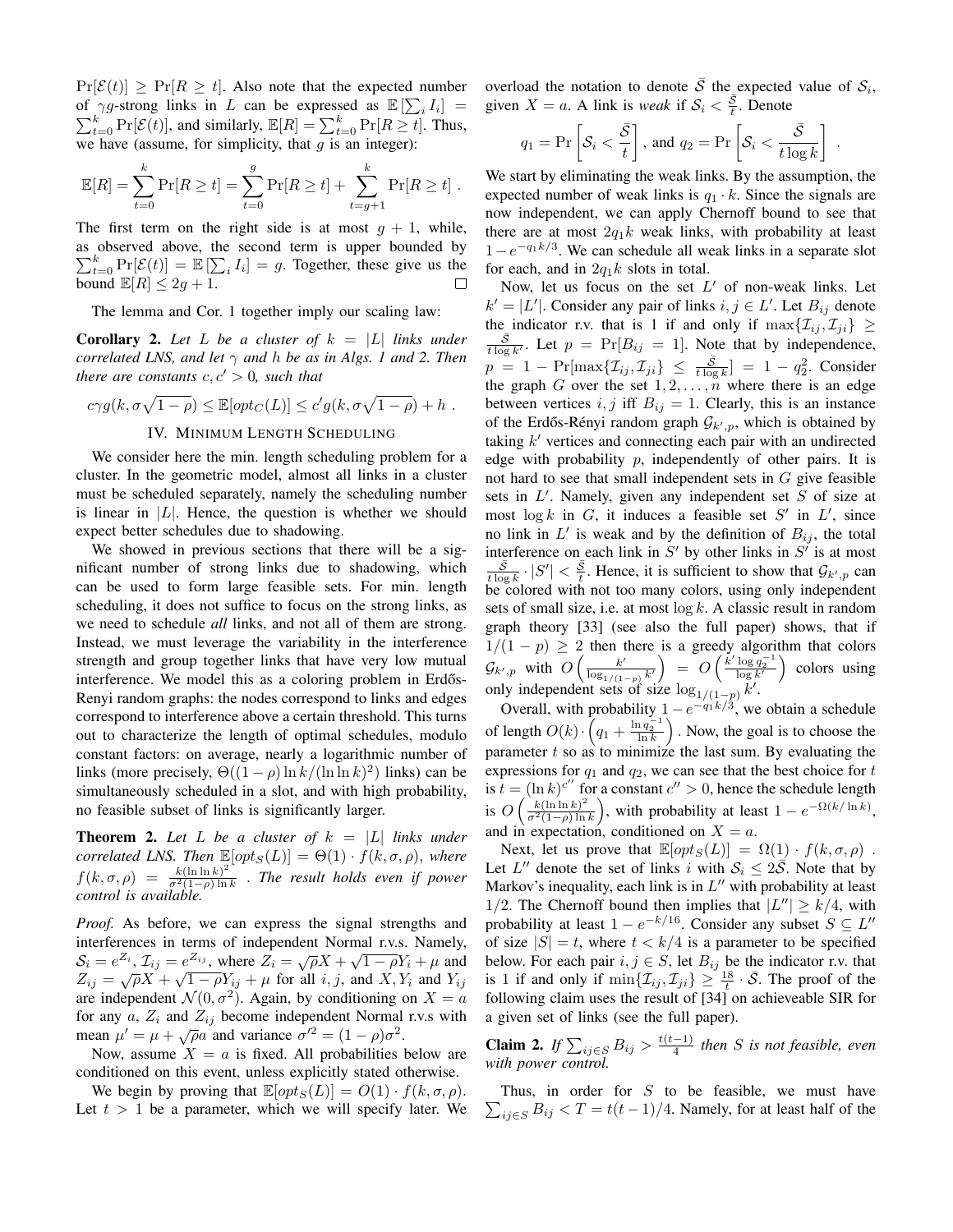$\Pr[\mathcal{E}(t)] \geq \Pr[R \geq t]$. Also note that the expected number of $\gamma g$-strong links in $L$ can be expressed as $\mathbb{E}[\sum_i I_i] = \sum_{t=0}^{k} \Pr[\mathcal{E}(t)]$, and similarly, $\mathbb{E}[R] = \sum_{t=0}^{k} \Pr[R \geq t]$. Thus, we have (assume, for simplicity, that $g$ is an integer):

$$\mathbb{E}[R] = \sum_{t=0}^{k} \Pr[R \geq t] = \sum_{t=0}^{g} \Pr[R \geq t] + \sum_{t=g+1}^{k} \Pr[R \geq t] \ .$$

The first term on the right side is at most $g+1$, while, as observed above, the second term is upper bounded by $\sum_{t=0}^{k} \Pr[\mathcal{E}(t)] = \mathbb{E}[\sum_i I_i] = g$. Together, these give us the bound $\mathbb{E}[R] \leq 2g+1$. □

The lemma and Cor. 1 together imply our scaling law:

**Corollary 2.** *Let $L$ be a cluster of $k = |L|$ links under correlated LNS, and let $\gamma$ and $h$ be as in Algs. 1 and 2. Then there are constants $c, c' > 0$, such that*

$$c\gamma g(k, \sigma\sqrt{1-\rho}) \leq \mathbb{E}[opt_C(L)] \leq c' g(k, \sigma\sqrt{1-\rho}) + h \ .$$

## IV. Minimum Length Scheduling

We consider here the min. length scheduling problem for a cluster. In the geometric model, almost all links in a cluster must be scheduled separately, namely the scheduling number is linear in $|L|$. Hence, the question is whether we should expect better schedules due to shadowing.

We showed in previous sections that there will be a significant number of strong links due to shadowing, which can be used to form large feasible sets. For min. length scheduling, it does not suffice to focus on the strong links, as we need to schedule *all* links, and not all of them are strong. Instead, we must leverage the variability in the interference strength and group together links that have very low mutual interference. We model this as a coloring problem in Erdős-Renyi random graphs: the nodes correspond to links and edges correspond to interference above a certain threshold. This turns out to characterize the length of optimal schedules, modulo constant factors: on average, nearly a logarithmic number of links (more precisely, $\Theta((1-\rho)\ln k/(\ln\ln k)^2)$ links) can be simultaneously scheduled in a slot, and with high probability, no feasible subset of links is significantly larger.

**Theorem 2.** *Let $L$ be a cluster of $k = |L|$ links under correlated LNS. Then $\mathbb{E}[opt_S(L)] = \Theta(1) \cdot f(k, \sigma, \rho)$, where $f(k, \sigma, \rho) = \frac{k(\ln\ln k)^2}{\sigma^2(1-\rho)\ln k}$ . The result holds even if power control is available.*

*Proof.* As before, we can express the signal strengths and interferences in terms of independent Normal r.v.s. Namely, $\mathcal{S}_i = e^{Z_i}$, $\mathcal{I}_{ij} = e^{Z_{ij}}$, where $Z_i = \sqrt{\rho}X + \sqrt{1-\rho}Y_i + \mu$ and $Z_{ij} = \sqrt{\rho}X + \sqrt{1-\rho}Y_{ij} + \mu$ for all $i, j$, and $X, Y_i$ and $Y_{ij}$ are independent $\mathcal{N}(0, \sigma^2)$. Again, by conditioning on $X = a$ for any $a$, $Z_i$ and $Z_{ij}$ become independent Normal r.v.s with mean $\mu' = \mu + \sqrt{\rho}a$ and variance $\sigma'^2 = (1-\rho)\sigma^2$.

Now, assume $X = a$ is fixed. All probabilities below are conditioned on this event, unless explicitly stated otherwise.

We begin by proving that $\mathbb{E}[opt_S(L)] = O(1) \cdot f(k, \sigma, \rho)$. Let $t > 1$ be a parameter, which we will specify later. We overload the notation to denote $\bar{\mathcal{S}}$ the expected value of $\mathcal{S}_i$, given $X = a$. A link is *weak* if $\mathcal{S}_i < \frac{\bar{\mathcal{S}}}{t}$. Denote

$$q_1 = \Pr\left[\mathcal{S}_i < \frac{\bar{\mathcal{S}}}{t}\right], \text{ and } q_2 = \Pr\left[\mathcal{S}_i < \frac{\bar{\mathcal{S}}}{t\log k}\right] \ .$$

We start by eliminating the weak links. By the assumption, the expected number of weak links is $q_1 \cdot k$. Since the signals are now independent, we can apply Chernoff bound to see that there are at most $2q_1 k$ weak links, with probability at least $1 - e^{-q_1 k/3}$. We can schedule all weak links in a separate slot for each, and in $2q_1 k$ slots in total.

Now, let us focus on the set $L'$ of non-weak links. Let $k' = |L'|$. Consider any pair of links $i, j \in L'$. Let $B_{ij}$ denote the indicator r.v. that is 1 if and only if $\max\{\mathcal{I}_{ij}, \mathcal{I}_{ji}\} \geq \frac{\bar{\mathcal{S}}}{t\log k'}$. Let $p = \Pr[B_{ij} = 1]$. Note that by independence, $p = 1 - \Pr[\max\{\mathcal{I}_{ij}, \mathcal{I}_{ji}\} \leq \frac{\bar{\mathcal{S}}}{t\log k}] = 1 - q_2^2$. Consider the graph $G$ over the set $1, 2, \ldots, n$ where there is an edge between vertices $i, j$ iff $B_{ij} = 1$. Clearly, this is an instance of the Erdős-Rényi random graph $\mathcal{G}_{k',p}$, which is obtained by taking $k'$ vertices and connecting each pair with an undirected edge with probability $p$, independently of other pairs. It is not hard to see that small independent sets in $G$ give feasible sets in $L'$. Namely, given any independent set $S$ of size at most $\log k$ in $G$, it induces a feasible set $S'$ in $L'$, since no link in $L'$ is weak and by the definition of $B_{ij}$, the total interference on each link in $S'$ by other links in $S'$ is at most $\frac{\bar{\mathcal{S}}}{t\log k} \cdot |S'| < \frac{\bar{\mathcal{S}}}{t}$. Hence, it is sufficient to show that $\mathcal{G}_{k',p}$ can be colored with not too many colors, using only independent sets of small size, i.e. at most $\log k$. A classic result in random graph theory [33] (see also the full paper) shows, that if $1/(1-p) \geq 2$ then there is a greedy algorithm that colors $\mathcal{G}_{k',p}$ with $O\left(\frac{k'}{\log_{1/(1-p)} k'}\right) = O\left(\frac{k' \log q_2^{-1}}{\log k'}\right)$ colors using only independent sets of size $\log_{1/(1-p)} k'$.

Overall, with probability $1 - e^{-q_1 k/3}$, we obtain a schedule of length $O(k) \cdot \left(q_1 + \frac{\ln q_2^{-1}}{\ln k}\right)$. Now, the goal is to choose the parameter $t$ so as to minimize the last sum. By evaluating the expressions for $q_1$ and $q_2$, we can see that the best choice for $t$ is $t = (\ln k)^{c''}$ for a constant $c'' > 0$, hence the schedule length is $O\left(\frac{k(\ln\ln k)^2}{\sigma^2(1-\rho)\ln k}\right)$, with probability at least $1 - e^{-\Omega(k/\ln k)}$, and in expectation, conditioned on $X = a$.

Next, let us prove that $\mathbb{E}[opt_S(L)] = \Omega(1) \cdot f(k, \sigma, \rho)$ . Let $L''$ denote the set of links $i$ with $\mathcal{S}_i \leq 2\bar{\mathcal{S}}$. Note that by Markov's inequality, each link is in $L''$ with probability at least $1/2$. The Chernoff bound then implies that $|L''| \geq k/4$, with probability at least $1 - e^{-k/16}$. Consider any subset $S \subseteq L''$ of size $|S| = t$, where $t < k/4$ is a parameter to be specified below. For each pair $i, j \in S$, let $B_{ij}$ be the indicator r.v. that is 1 if and only if $\min\{\mathcal{I}_{ij}, \mathcal{I}_{ji}\} \geq \frac{18}{t} \cdot \bar{\mathcal{S}}$. The proof of the following claim uses the result of [34] on achieveable SIR for a given set of links (see the full paper).

**Claim 2.** *If $\sum_{ij \in S} B_{ij} > \frac{t(t-1)}{4}$ then $S$ is not feasible, even with power control.*

Thus, in order for $S$ to be feasible, we must have $\sum_{ij \in S} B_{ij} < T = t(t-1)/4$. Namely, for at least half of the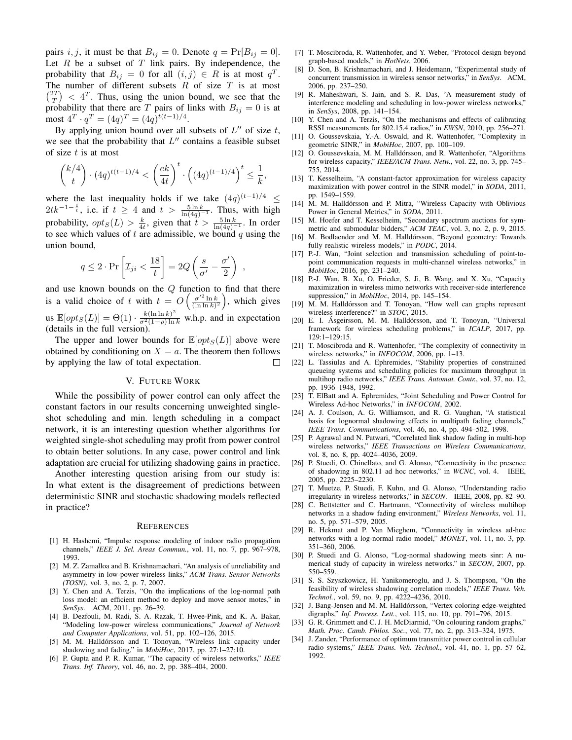pairs $i, j$, it must be that $B_{ij} = 0$. Denote $q = \Pr[B_{ij} = 0]$. Let $R$ be a subset of $T$ link pairs. By independence, the probability that $B_{ij} = 0$ for all $(i, j) \in R$ is at most $q^T$. The number of different subsets $R$ of size $T$ is at most $\binom{2T}{T} < 4^T$. Thus, using the union bound, we see that the probability that there are $T$ pairs of links with $B_{ij} = 0$ is at most $4^T \cdot q^T = (4q)^T = (4q)^{t(t-1)/4}$.

By applying union bound over all subsets of $L''$ of size $t$, we see that the probability that $L''$ contains a feasible subset of size $t$ is at most

$$\binom{k/4}{t} \cdot (4q)^{t(t-1)/4} < \left(\frac{ek}{4t}\right)^t \cdot \left((4q)^{(t-1)/4}\right)^t \le \frac{1}{k},$$

where the last inequality holds if we take $(4q)^{(t-1)/4} \le 2tk^{-1-\frac{1}{t}}$, i.e. if $t \ge 4$ and $t > \frac{5 \ln k}{\ln(4q)^{-1}}$. Thus, with high probability, $opt_S(L) > \frac{k}{4t}$, given that $t > \frac{5 \ln k}{\ln(4q)^{-1}}$. In order to see which values of $t$ are admissible, we bound $q$ using the union bound,

$$q \le 2 \cdot \Pr\left[\mathcal{I}_{ji} < \frac{18}{t}\right] = 2Q\left(\frac{s}{\sigma'} - \frac{\sigma'}{2}\right) \ ,$$

and use known bounds on the $Q$ function to find that there is a valid choice of $t$ with $t = O\left(\frac{\sigma'^2 \ln k}{(\ln \ln k)^2}\right)$, which gives us $\mathbb{E}[opt_S(L)] = \Theta(1) \cdot \frac{k(\ln \ln k)^2}{\sigma^2(1-\rho)\ln k}$ w.h.p. and in expectation (details in the full version).

The upper and lower bounds for $\mathbb{E}[opt_S(L)]$ above were obtained by conditioning on $X = a$. The theorem then follows by applying the law of total expectation. □

## V. Future Work

While the possibility of power control can only affect the constant factors in our results concerning unweighted single-shot scheduling and min. length scheduling in a compact network, it is an interesting question whether algorithms for weighted single-shot scheduling may profit from power control to obtain better solutions. In any case, power control and link adaptation are crucial for utilizing shadowing gains in practice.

Another interesting question arising from our study is: In what extent is the disagreement of predictions between deterministic SINR and stochastic shadowing models reflected in practice?

## References

[1] H. Hashemi, "Impulse response modeling of indoor radio propagation channels," *IEEE J. Sel. Areas Commun.*, vol. 11, no. 7, pp. 967–978, 1993.

[2] M. Z. Zamalloa and B. Krishnamachari, "An analysis of unreliability and asymmetry in low-power wireless links," *ACM Trans. Sensor Networks (TOSN)*, vol. 3, no. 2, p. 7, 2007.

[3] Y. Chen and A. Terzis, "On the implications of the log-normal path loss model: an efficient method to deploy and move sensor motes," in *SenSys*. ACM, 2011, pp. 26–39.

[4] B. Dezfouli, M. Radi, S. A. Razak, T. Hwee-Pink, and K. A. Bakar, "Modeling low-power wireless communications," *Journal of Network and Computer Applications*, vol. 51, pp. 102–126, 2015.

[5] M. M. Halldórsson and T. Tonoyan, "Wireless link capacity under shadowing and fading," in *MobiHoc*, 2017, pp. 27:1–27:10.

[6] P. Gupta and P. R. Kumar, "The capacity of wireless networks," *IEEE Trans. Inf. Theory*, vol. 46, no. 2, pp. 388–404, 2000.

[7] T. Moscibroda, R. Wattenhofer, and Y. Weber, "Protocol design beyond graph-based models," in *HotNets*, 2006.

[8] D. Son, B. Krishnamachari, and J. Heidemann, "Experimental study of concurrent transmission in wireless sensor networks," in *SenSys*. ACM, 2006, pp. 237–250.

[9] R. Maheshwari, S. Jain, and S. R. Das, "A measurement study of interference modeling and scheduling in low-power wireless networks," in *SenSys*, 2008, pp. 141–154.

[10] Y. Chen and A. Terzis, "On the mechanisms and effects of calibrating RSSI measurements for 802.15.4 radios," in *EWSN*, 2010, pp. 256–271.

[11] O. Goussevskaia, Y.-A. Oswald, and R. Wattenhofer, "Complexity in geometric SINR," in *MobiHoc*, 2007, pp. 100–109.

[12] O. Goussevskaia, M. M. Halldórsson, and R. Wattenhofer, "Algorithms for wireless capacity," *IEEE/ACM Trans. Netw.*, vol. 22, no. 3, pp. 745–755, 2014.

[13] T. Kesselheim, "A constant-factor approximation for wireless capacity maximization with power control in the SINR model," in *SODA*, 2011, pp. 1549–1559.

[14] M. M. Halldórsson and P. Mitra, "Wireless Capacity with Oblivious Power in General Metrics," in *SODA*, 2011.

[15] M. Hoefer and T. Kesselheim, "Secondary spectrum auctions for symmetric and submodular bidders," *ACM TEAC*, vol. 3, no. 2, p. 9, 2015.

[16] M. Bodlaender and M. M. Halldórsson, "Beyond geometry: Towards fully realistic wireless models," in *PODC*, 2014.

[17] P.-J. Wan, "Joint selection and transmission scheduling of point-to-point communication requests in multi-channel wireless networks," in *MobiHoc*, 2016, pp. 231–240.

[18] P.-J. Wan, B. Xu, O. Frieder, S. Ji, B. Wang, and X. Xu, "Capacity maximization in wireless mimo networks with receiver-side interference suppression," in *MobiHoc*, 2014, pp. 145–154.

[19] M. M. Halldórsson and T. Tonoyan, "How well can graphs represent wireless interference?" in *STOC*, 2015.

[20] E. I. Ásgeirsson, M. M. Halldórsson, and T. Tonoyan, "Universal framework for wireless scheduling problems," in *ICALP*, 2017, pp. 129:1–129:15.

[21] T. Moscibroda and R. Wattenhofer, "The complexity of connectivity in wireless networks," in *INFOCOM*, 2006, pp. 1–13.

[22] L. Tassiulas and A. Ephremides, "Stability properties of constrained queueing systems and scheduling policies for maximum throughput in multihop radio networks," *IEEE Trans. Automat. Contr.*, vol. 37, no. 12, pp. 1936–1948, 1992.

[23] T. ElBatt and A. Ephremides, "Joint Scheduling and Power Control for Wireless Ad-hoc Networks," in *INFOCOM*, 2002.

[24] A. J. Coulson, A. G. Williamson, and R. G. Vaughan, "A statistical basis for lognormal shadowing effects in multipath fading channels," *IEEE Trans. Communications*, vol. 46, no. 4, pp. 494–502, 1998.

[25] P. Agrawal and N. Patwari, "Correlated link shadow fading in multi-hop wireless networks," *IEEE Transactions on Wireless Communications*, vol. 8, no. 8, pp. 4024–4036, 2009.

[26] P. Stuedi, O. Chinellato, and G. Alonso, "Connectivity in the presence of shadowing in 802.11 ad hoc networks," in *WCNC*, vol. 4. IEEE, 2005, pp. 2225–2230.

[27] T. Muetze, P. Stuedi, F. Kuhn, and G. Alonso, "Understanding radio irregularity in wireless networks," in *SECON*. IEEE, 2008, pp. 82–90.

[28] C. Bettstetter and C. Hartmann, "Connectivity of wireless multihop networks in a shadow fading environment," *Wireless Networks*, vol. 11, no. 5, pp. 571–579, 2005.

[29] R. Hekmat and P. Van Mieghem, "Connectivity in wireless ad-hoc networks with a log-normal radio model," *MONET*, vol. 11, no. 3, pp. 351–360, 2006.

[30] P. Stuedi and G. Alonso, "Log-normal shadowing meets sinr: A numerical study of capacity in wireless networks." in *SECON*, 2007, pp. 550–559.

[31] S. S. Szyszkowicz, H. Yanikomeroglu, and J. S. Thompson, "On the feasibility of wireless shadowing correlation models," *IEEE Trans. Veh. Technol.*, vol. 59, no. 9, pp. 4222–4236, 2010.

[32] J. Bang-Jensen and M. M. Halldórsson, "Vertex coloring edge-weighted digraphs," *Inf. Process. Lett.*, vol. 115, no. 10, pp. 791–796, 2015.

[33] G. R. Grimmett and C. J. H. McDiarmid, "On colouring random graphs," *Math. Proc. Camb. Philos. Soc.*, vol. 77, no. 2, pp. 313–324, 1975.

[34] J. Zander, "Performance of optimum transmitter power control in cellular radio systems," *IEEE Trans. Veh. Technol.*, vol. 41, no. 1, pp. 57–62, 1992.